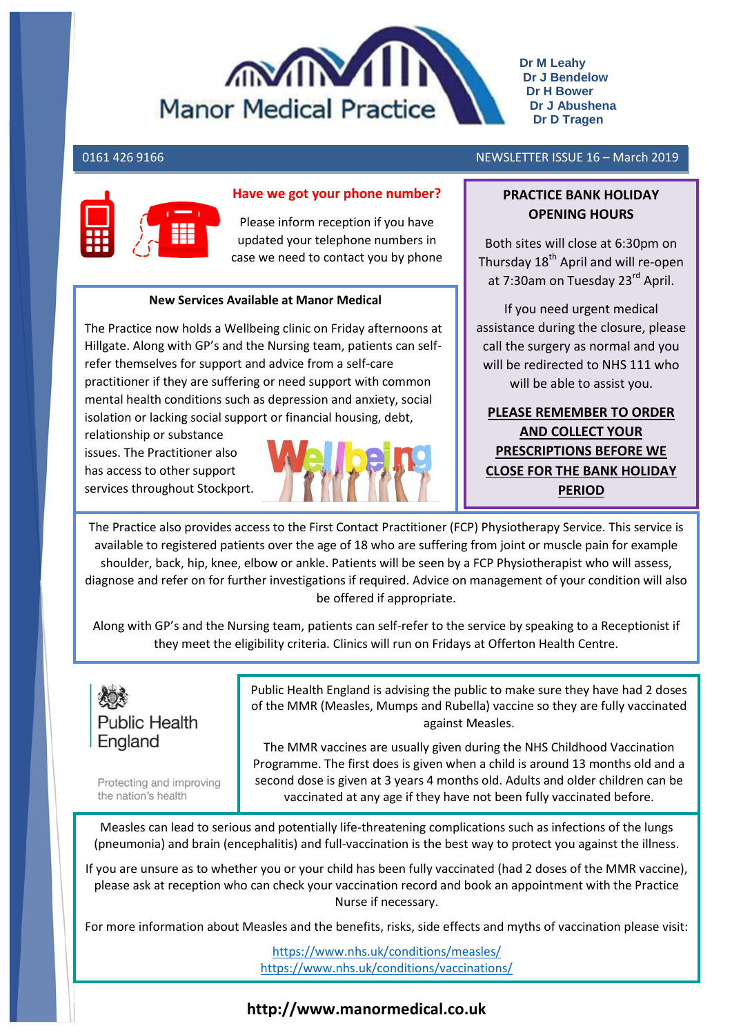# Manor Medical Practice

**Dr M Leahy**
**Dr J Bendelow**
**Dr H Bower**
**Dr J Abushena**
**Dr D Tragen**

0161 426 9166

NEWSLETTER ISSUE 16 – March 2019

## Have we got your phone number?

Please inform reception if you have updated your telephone numbers in case we need to contact you by phone

### New Services Available at Manor Medical

The Practice now holds a Wellbeing clinic on Friday afternoons at Hillgate. Along with GP's and the Nursing team, patients can self-refer themselves for support and advice from a self-care practitioner if they are suffering or need support with common mental health conditions such as depression and anxiety, social isolation or lacking social support or financial housing, debt, relationship or substance issues. The Practitioner also has access to other support services throughout Stockport.

## PRACTICE BANK HOLIDAY OPENING HOURS

Both sites will close at 6:30pm on Thursday 18th April and will re-open at 7:30am on Tuesday 23rd April.

If you need urgent medical assistance during the closure, please call the surgery as normal and you will be redirected to NHS 111 who will be able to assist you.

**PLEASE REMEMBER TO ORDER AND COLLECT YOUR PRESCRIPTIONS BEFORE WE CLOSE FOR THE BANK HOLIDAY PERIOD**

The Practice also provides access to the First Contact Practitioner (FCP) Physiotherapy Service. This service is available to registered patients over the age of 18 who are suffering from joint or muscle pain for example shoulder, back, hip, knee, elbow or ankle. Patients will be seen by a FCP Physiotherapist who will assess, diagnose and refer on for further investigations if required. Advice on management of your condition will also be offered if appropriate.

Along with GP's and the Nursing team, patients can self-refer to the service by speaking to a Receptionist if they meet the eligibility criteria. Clinics will run on Fridays at Offerton Health Centre.

Public Health England

Protecting and improving the nation's health

Public Health England is advising the public to make sure they have had 2 doses of the MMR (Measles, Mumps and Rubella) vaccine so they are fully vaccinated against Measles.

The MMR vaccines are usually given during the NHS Childhood Vaccination Programme. The first does is given when a child is around 13 months old and a second dose is given at 3 years 4 months old. Adults and older children can be vaccinated at any age if they have not been fully vaccinated before.

Measles can lead to serious and potentially life-threatening complications such as infections of the lungs (pneumonia) and brain (encephalitis) and full-vaccination is the best way to protect you against the illness.

If you are unsure as to whether you or your child has been fully vaccinated (had 2 doses of the MMR vaccine), please ask at reception who can check your vaccination record and book an appointment with the Practice Nurse if necessary.

For more information about Measles and the benefits, risks, side effects and myths of vaccination please visit:

https://www.nhs.uk/conditions/measles/
https://www.nhs.uk/conditions/vaccinations/

**http://www.manormedical.co.uk**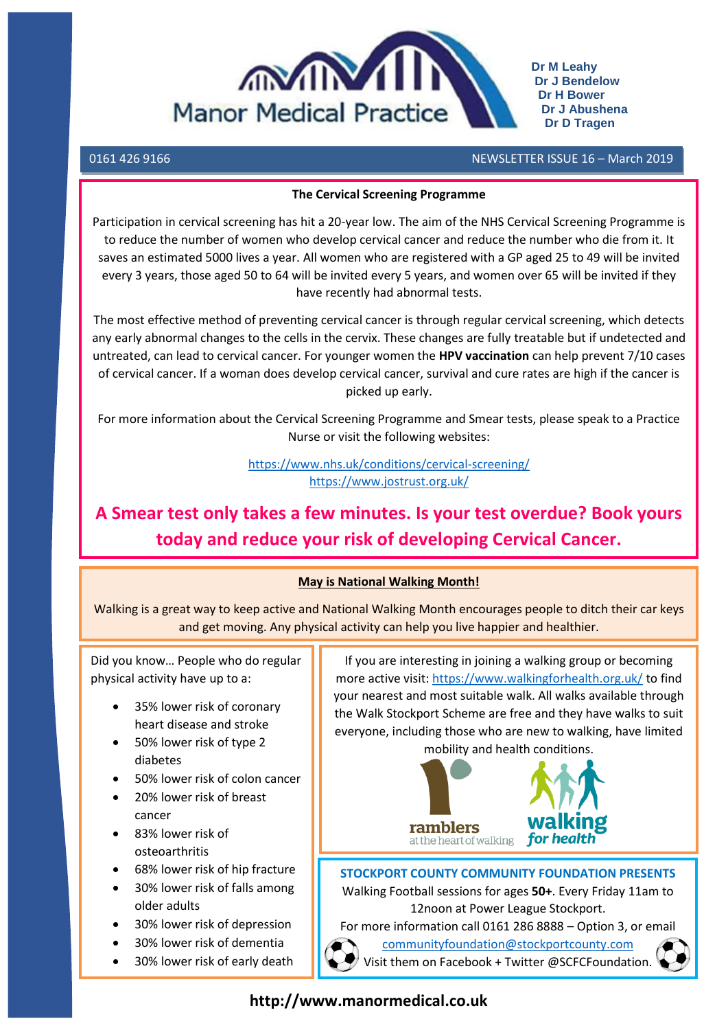# Manor Medical Practice

Dr M Leahy
Dr J Bendelow
Dr H Bower
Dr J Abushena
Dr D Tragen

0161 426 9166

NEWSLETTER ISSUE 16 – March 2019

## The Cervical Screening Programme

Participation in cervical screening has hit a 20-year low. The aim of the NHS Cervical Screening Programme is to reduce the number of women who develop cervical cancer and reduce the number who die from it. It saves an estimated 5000 lives a year. All women who are registered with a GP aged 25 to 49 will be invited every 3 years, those aged 50 to 64 will be invited every 5 years, and women over 65 will be invited if they have recently had abnormal tests.

The most effective method of preventing cervical cancer is through regular cervical screening, which detects any early abnormal changes to the cells in the cervix. These changes are fully treatable but if undetected and untreated, can lead to cervical cancer. For younger women the **HPV vaccination** can help prevent 7/10 cases of cervical cancer. If a woman does develop cervical cancer, survival and cure rates are high if the cancer is picked up early.

For more information about the Cervical Screening Programme and Smear tests, please speak to a Practice Nurse or visit the following websites:

https://www.nhs.uk/conditions/cervical-screening/
https://www.jostrust.org.uk/

**A Smear test only takes a few minutes. Is your test overdue? Book yours today and reduce your risk of developing Cervical Cancer.**

## May is National Walking Month!

Walking is a great way to keep active and National Walking Month encourages people to ditch their car keys and get moving. Any physical activity can help you live happier and healthier.

Did you know… People who do regular physical activity have up to a:

- 35% lower risk of coronary heart disease and stroke
- 50% lower risk of type 2 diabetes
- 50% lower risk of colon cancer
- 20% lower risk of breast cancer
- 83% lower risk of osteoarthritis
- 68% lower risk of hip fracture
- 30% lower risk of falls among older adults
- 30% lower risk of depression
- 30% lower risk of dementia
- 30% lower risk of early death

If you are interesting in joining a walking group or becoming more active visit: https://www.walkingforhealth.org.uk/ to find your nearest and most suitable walk. All walks available through the Walk Stockport Scheme are free and they have walks to suit everyone, including those who are new to walking, have limited mobility and health conditions.

ramblers
at the heart of walking

walking
for health

**STOCKPORT COUNTY COMMUNITY FOUNDATION PRESENTS**

Walking Football sessions for ages **50+**. Every Friday 11am to 12noon at Power League Stockport.
For more information call 0161 286 8888 – Option 3, or email communityfoundation@stockportcounty.com
Visit them on Facebook + Twitter @SCFCFoundation.

**http://www.manormedical.co.uk**